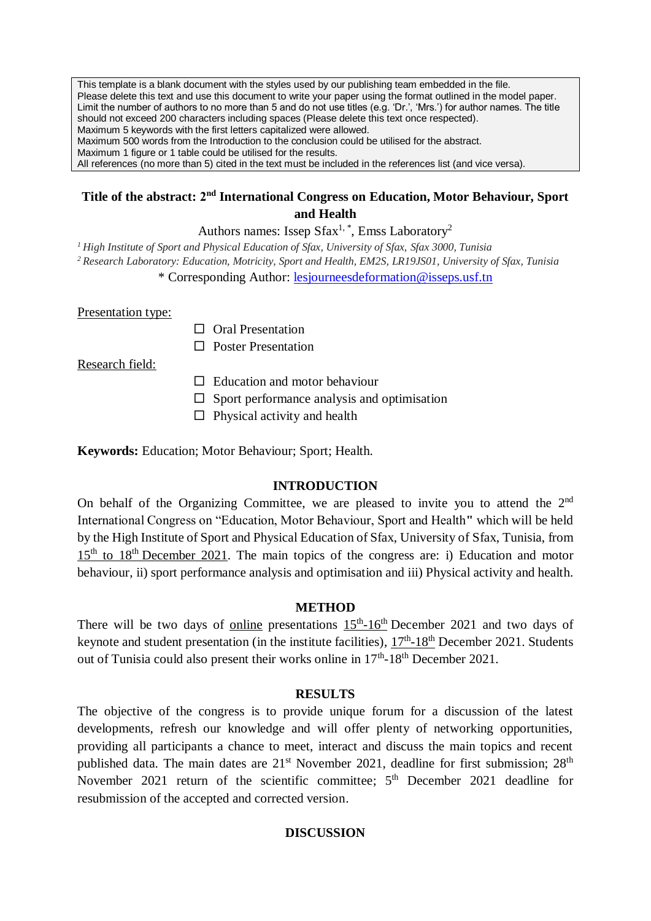This template is a blank document with the styles used by our publishing team embedded in the file.
Please delete this text and use this document to write your paper using the format outlined in the model paper.
Limit the number of authors to no more than 5 and do not use titles (e.g. 'Dr.', 'Mrs.') for author names. The title should not exceed 200 characters including spaces (Please delete this text once respected).
Maximum 5 keywords with the first letters capitalized were allowed.
Maximum 500 words from the Introduction to the conclusion could be utilised for the abstract.
Maximum 1 figure or 1 table could be utilised for the results.
All references (no more than 5) cited in the text must be included in the references list (and vice versa).

# Title of the abstract: 2nd International Congress on Education, Motor Behaviour, Sport and Health

Authors names: Issep Sfax[1, *], Emss Laboratory[2]

[1] *High Institute of Sport and Physical Education of Sfax, University of Sfax, Sfax 3000, Tunisia*

[2] *Research Laboratory: Education, Motricity, Sport and Health, EM2S, LR19JS01, University of Sfax, Tunisia*

\* Corresponding Author: lesjourneesdeformation@isseps.usf.tn

Presentation type:

- ☐ Oral Presentation
- ☐ Poster Presentation

Research field:

- ☐ Education and motor behaviour
- ☐ Sport performance analysis and optimisation
- ☐ Physical activity and health

**Keywords:** Education; Motor Behaviour; Sport; Health.

## INTRODUCTION

On behalf of the Organizing Committee, we are pleased to invite you to attend the 2nd International Congress on "Education, Motor Behaviour, Sport and Health" which will be held by the High Institute of Sport and Physical Education of Sfax, University of Sfax, Tunisia, from 15th to 18th December 2021. The main topics of the congress are: i) Education and motor behaviour, ii) sport performance analysis and optimisation and iii) Physical activity and health.

## METHOD

There will be two days of online presentations 15th-16th December 2021 and two days of keynote and student presentation (in the institute facilities), 17th-18th December 2021. Students out of Tunisia could also present their works online in 17th-18th December 2021.

## RESULTS

The objective of the congress is to provide unique forum for a discussion of the latest developments, refresh our knowledge and will offer plenty of networking opportunities, providing all participants a chance to meet, interact and discuss the main topics and recent published data. The main dates are 21st November 2021, deadline for first submission; 28th November 2021 return of the scientific committee; 5th December 2021 deadline for resubmission of the accepted and corrected version.

## DISCUSSION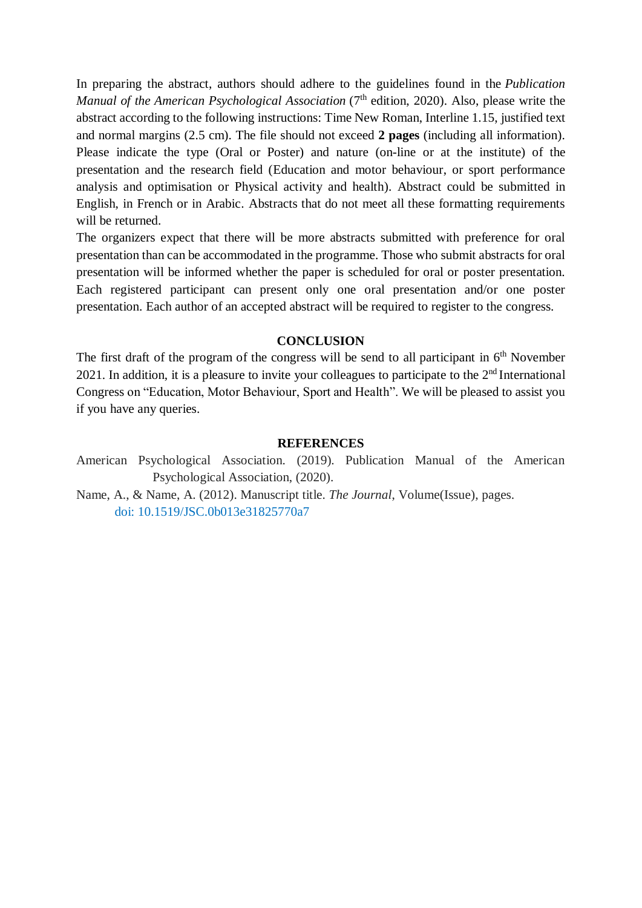In preparing the abstract, authors should adhere to the guidelines found in the *Publication Manual of the American Psychological Association* (7th edition, 2020). Also, please write the abstract according to the following instructions: Time New Roman, Interline 1.15, justified text and normal margins (2.5 cm). The file should not exceed **2 pages** (including all information). Please indicate the type (Oral or Poster) and nature (on-line or at the institute) of the presentation and the research field (Education and motor behaviour, or sport performance analysis and optimisation or Physical activity and health). Abstract could be submitted in English, in French or in Arabic. Abstracts that do not meet all these formatting requirements will be returned.

The organizers expect that there will be more abstracts submitted with preference for oral presentation than can be accommodated in the programme. Those who submit abstracts for oral presentation will be informed whether the paper is scheduled for oral or poster presentation. Each registered participant can present only one oral presentation and/or one poster presentation. Each author of an accepted abstract will be required to register to the congress.

## CONCLUSION

The first draft of the program of the congress will be send to all participant in 6th November 2021. In addition, it is a pleasure to invite your colleagues to participate to the 2nd International Congress on "Education, Motor Behaviour, Sport and Health". We will be pleased to assist you if you have any queries.

## REFERENCES

American Psychological Association. (2019). Publication Manual of the American Psychological Association, (2020).

Name, A., & Name, A. (2012). Manuscript title. *The Journal*, Volume(Issue), pages. doi: 10.1519/JSC.0b013e31825770a7